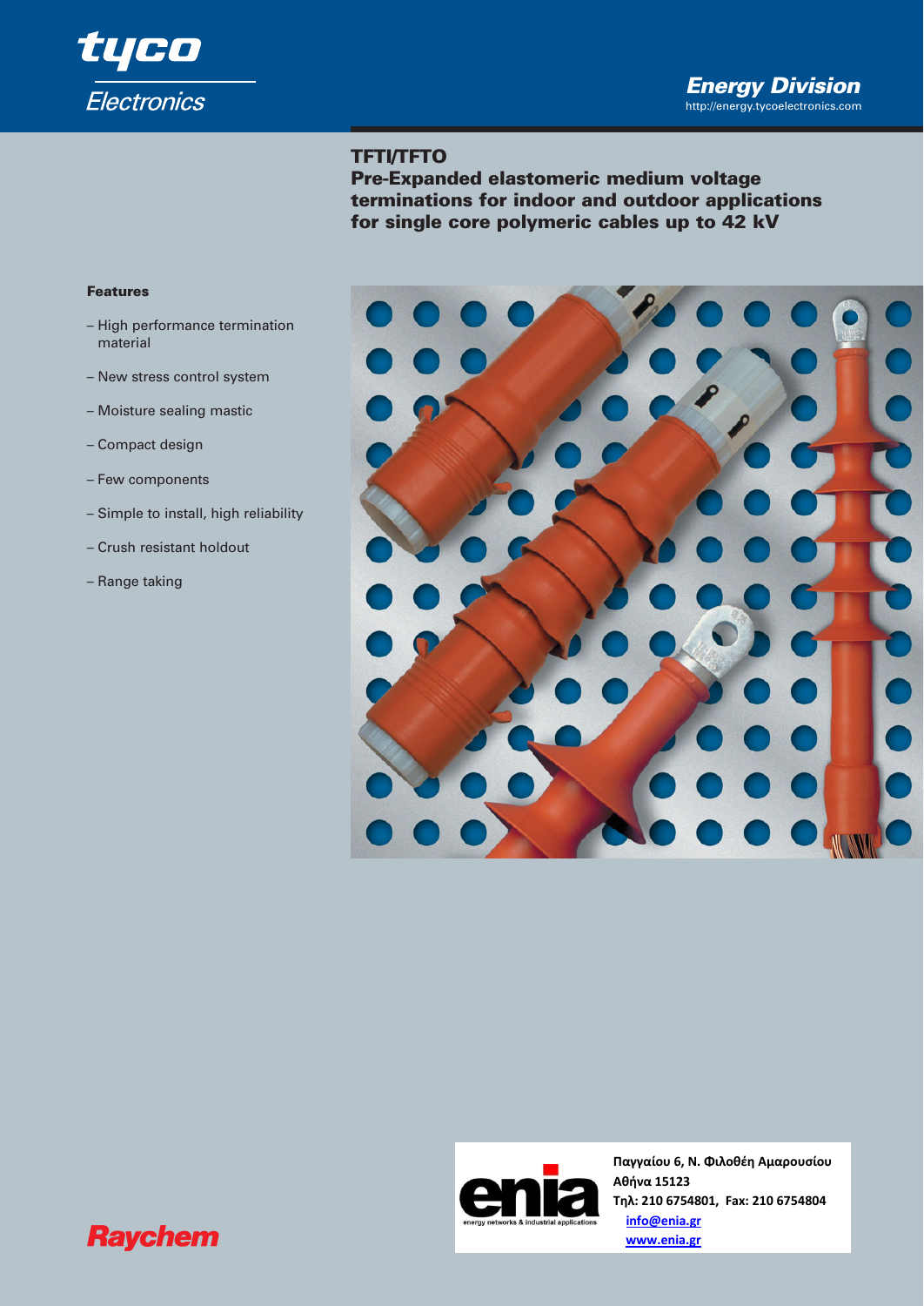tyco Electronics

**Energy Division**
http://energy.tycoelectronics.com

# TFTI/TFTO

## Pre-Expanded elastomeric medium voltage terminations for indoor and outdoor applications for single core polymeric cables up to 42 kV

### Features

- High performance termination material
- New stress control system
- Moisture sealing mastic
- Compact design
- Few components
- Simple to install, high reliability
- Crush resistant holdout
- Range taking

enia
energy networks & industrial applications

**Παγγαίου 6, Ν. Φιλοθέη Αμαρουσίου**
**Αθήνα 15123**
**Τηλ: 210 6754801, Fax: 210 6754804**
**info@enia.gr**
**www.enia.gr**

Raychem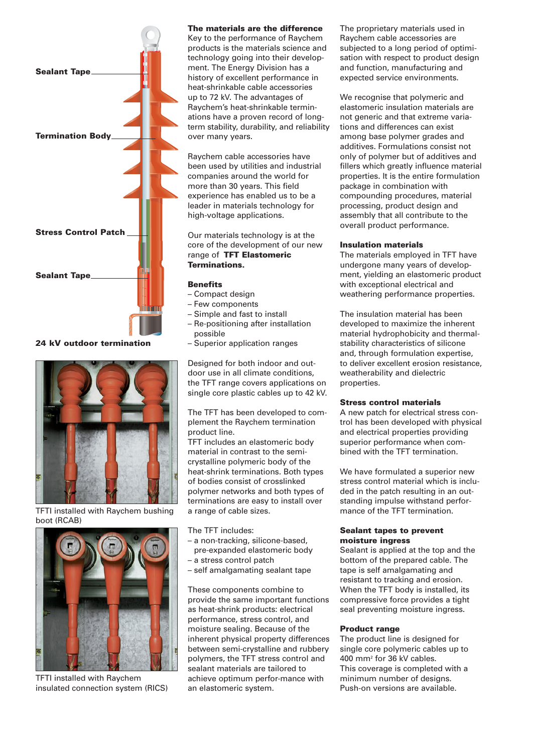Sealant Tape

Termination Body

Stress Control Patch

Sealant Tape

**24 kV outdoor termination**

TFTI installed with Raychem bushing boot (RCAB)

TFTI installed with Raychem insulated connection system (RICS)

## The materials are the difference

Key to the performance of Raychem products is the materials science and technology going into their development. The Energy Division has a history of excellent performance in heat-shrinkable cable accessories up to 72 kV. The advantages of Raychem's heat-shrinkable terminations have a proven record of long-term stability, durability, and reliability over many years.

Raychem cable accessories have been used by utilities and industrial companies around the world for more than 30 years. This field experience has enabled us to be a leader in materials technology for high-voltage applications.

Our materials technology is at the core of the development of our new range of **TFT Elastomeric Terminations.**

### Benefits

- Compact design
- Few components
- Simple and fast to install
- Re-positioning after installation possible
- Superior application ranges

Designed for both indoor and outdoor use in all climate conditions, the TFT range covers applications on single core plastic cables up to 42 kV.

The TFT has been developed to complement the Raychem termination product line.

TFT includes an elastomeric body material in contrast to the semi-crystalline polymeric body of the heat-shrink terminations. Both types of bodies consist of crosslinked polymer networks and both types of terminations are easy to install over a range of cable sizes.

The TFT includes:

- a non-tracking, silicone-based, pre-expanded elastomeric body
- a stress control patch
- self amalgamating sealant tape

These components combine to provide the same important functions as heat-shrink products: electrical performance, stress control, and moisture sealing. Because of the inherent physical property differences between semi-crystalline and rubbery polymers, the TFT stress control and sealant materials are tailored to achieve optimum perfor-mance with an elastomeric system.

The proprietary materials used in Raychem cable accessories are subjected to a long period of optimisation with respect to product design and function, manufacturing and expected service environments.

We recognise that polymeric and elastomeric insulation materials are not generic and that extreme variations and differences can exist among base polymer grades and additives. Formulations consist not only of polymer but of additives and fillers which greatly influence material properties. It is the entire formulation package in combination with compounding procedures, material processing, product design and assembly that all contribute to the overall product performance.

### Insulation materials

The materials employed in TFT have undergone many years of development, yielding an elastomeric product with exceptional electrical and weathering performance properties.

The insulation material has been developed to maximize the inherent material hydrophobicity and thermal-stability characteristics of silicone and, through formulation expertise, to deliver excellent erosion resistance, weatherability and dielectric properties.

### Stress control materials

A new patch for electrical stress control has been developed with physical and electrical properties providing superior performance when combined with the TFT termination.

We have formulated a superior new stress control material which is included in the patch resulting in an outstanding impulse withstand performance of the TFT termination.

### Sealant tapes to prevent moisture ingress

Sealant is applied at the top and the bottom of the prepared cable. The tape is self amalgamating and resistant to tracking and erosion. When the TFT body is installed, its compressive force provides a tight seal preventing moisture ingress.

### Product range

The product line is designed for single core polymeric cables up to 400 mm² for 36 kV cables.

This coverage is completed with a minimum number of designs.

Push-on versions are available.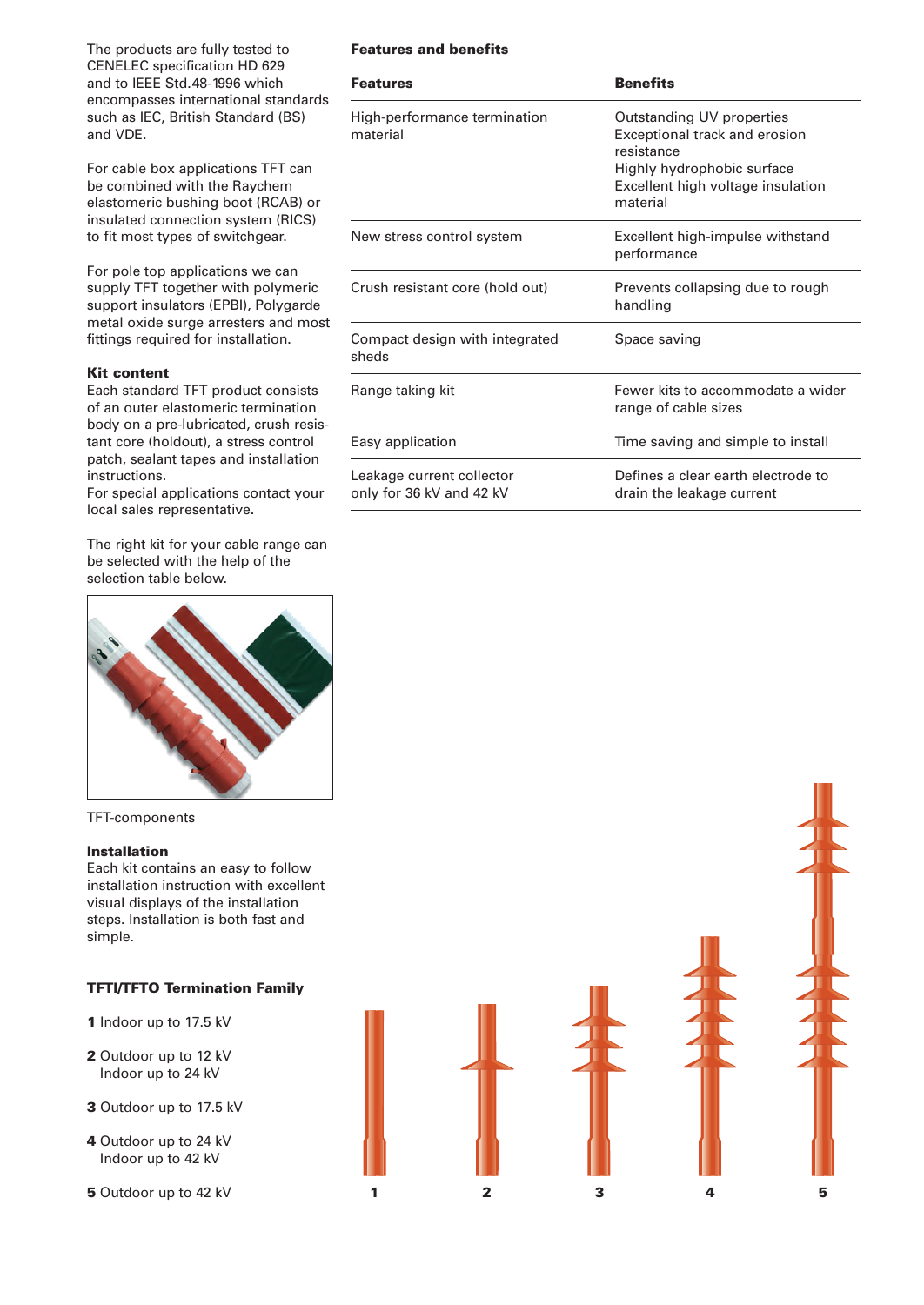The products are fully tested to CENELEC specification HD 629 and to IEEE Std.48-1996 which encompasses international standards such as IEC, British Standard (BS) and VDE.

For cable box applications TFT can be combined with the Raychem elastomeric bushing boot (RCAB) or insulated connection system (RICS) to fit most types of switchgear.

For pole top applications we can supply TFT together with polymeric support insulators (EPBI), Polygarde metal oxide surge arresters and most fittings required for installation.

### Kit content

Each standard TFT product consists of an outer elastomeric termination body on a pre-lubricated, crush resistant core (holdout), a stress control patch, sealant tapes and installation instructions.
For special applications contact your local sales representative.

The right kit for your cable range can be selected with the help of the selection table below.

TFT-components

### Installation

Each kit contains an easy to follow installation instruction with excellent visual displays of the installation steps. Installation is both fast and simple.

### TFTI/TFTO Termination Family

**1** Indoor up to 17.5 kV

**2** Outdoor up to 12 kV
Indoor up to 24 kV

**3** Outdoor up to 17.5 kV

**4** Outdoor up to 24 kV
Indoor up to 42 kV

**5** Outdoor up to 42 kV

### Features and benefits

| Features | Benefits |
|---|---|
| High-performance termination material | Outstanding UV properties<br>Exceptional track and erosion resistance<br>Highly hydrophobic surface<br>Excellent high voltage insulation material |
| New stress control system | Excellent high-impulse withstand performance |
| Crush resistant core (hold out) | Prevents collapsing due to rough handling |
| Compact design with integrated sheds | Space saving |
| Range taking kit | Fewer kits to accommodate a wider range of cable sizes |
| Easy application | Time saving and simple to install |
| Leakage current collector only for 36 kV and 42 kV | Defines a clear earth electrode to drain the leakage current |

1 2 3 4 5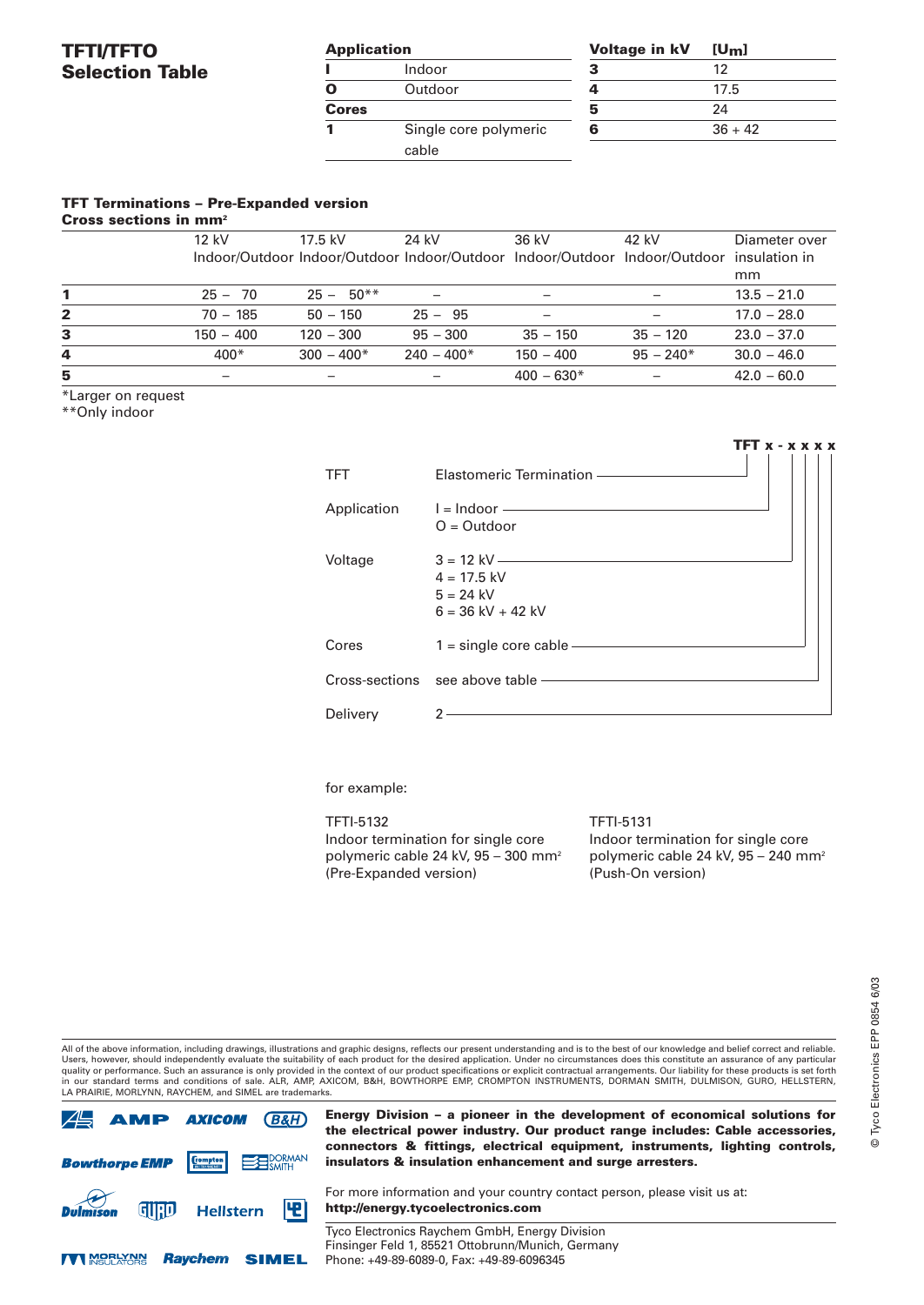# TFTI/TFTO Selection Table

| Application | |
|---|---|
| **I** | Indoor |
| **O** | Outdoor |
| **Cores** | |
| **1** | Single core polymeric cable |

| Voltage in kV | [$U_m$] |
|---|---|
| **3** | 12 |
| **4** | 17.5 |
| **5** | 24 |
| **6** | 36 + 42 |

**TFT Terminations – Pre-Expanded version**
**Cross sections in mm²**

| | 12 kV Indoor/Outdoor | 17.5 kV Indoor/Outdoor | 24 kV Indoor/Outdoor | 36 kV Indoor/Outdoor | 42 kV Indoor/Outdoor | Diameter over insulation in mm |
|---|---|---|---|---|---|---|
| **1** | 25 – 70 | 25 – 50** | – | – | – | 13.5 – 21.0 |
| **2** | 70 – 185 | 50 – 150 | 25 – 95 | – | – | 17.0 – 28.0 |
| **3** | 150 – 400 | 120 – 300 | 95 – 300 | 35 – 150 | 35 – 120 | 23.0 – 37.0 |
| **4** | 400* | 300 – 400* | 240 – 400* | 150 – 400 | 95 – 240* | 30.0 – 46.0 |
| **5** | – | – | – | 400 – 630* | – | 42.0 – 60.0 |

*Larger on request
**Only indoor

**TFT x - x x x x**

| | |
|---|---|
| TFT | Elastomeric Termination |
| Application | I = Indoor<br>O = Outdoor |
| Voltage | 3 = 12 kV<br>4 = 17.5 kV<br>5 = 24 kV<br>6 = 36 kV + 42 kV |
| Cores | 1 = single core cable |
| Cross-sections | see above table |
| Delivery | 2 |

for example:

TFTI-5132
Indoor termination for single core polymeric cable 24 kV, 95 – 300 mm² (Pre-Expanded version)

TFTI-5131
Indoor termination for single core polymeric cable 24 kV, 95 – 240 mm² (Push-On version)

All of the above information, including drawings, illustrations and graphic designs, reflects our present understanding and is to the best of our knowledge and belief correct and reliable. Users, however, should independently evaluate the suitability of each product for the desired application. Under no circumstances does this constitute an assurance of any particular quality or performance. Such an assurance is only provided in the context of our product specifications or explicit contractual arrangements. Our liability for these products is set forth in our standard terms and conditions of sale. ALR, AMP, AXICOM, B&H, BOWTHORPE EMP, CROMPTON INSTRUMENTS, DORMAN SMITH, DULMISON, GURO, HELLSTERN, LA PRAIRIE, MORLYNN, RAYCHEM, and SIMEL are trademarks.

AMP AXICOM B&H Bowthorpe EMP Crompton DORMAN SMITH Dulmison GURO Hellstern MORLYNN INSULATORS Raychem SIMEL

**Energy Division – a pioneer in the development of economical solutions for the electrical power industry. Our product range includes: Cable accessories, connectors & fittings, electrical equipment, instruments, lighting controls, insulators & insulation enhancement and surge arresters.**

For more information and your country contact person, please visit us at:
**http://energy.tycoelectronics.com**

Tyco Electronics Raychem GmbH, Energy Division
Finsinger Feld 1, 85521 Ottobrunn/Munich, Germany
Phone: +49-89-6089-0, Fax: +49-89-6096345

© Tyco Electronics EPP 0854 6/03